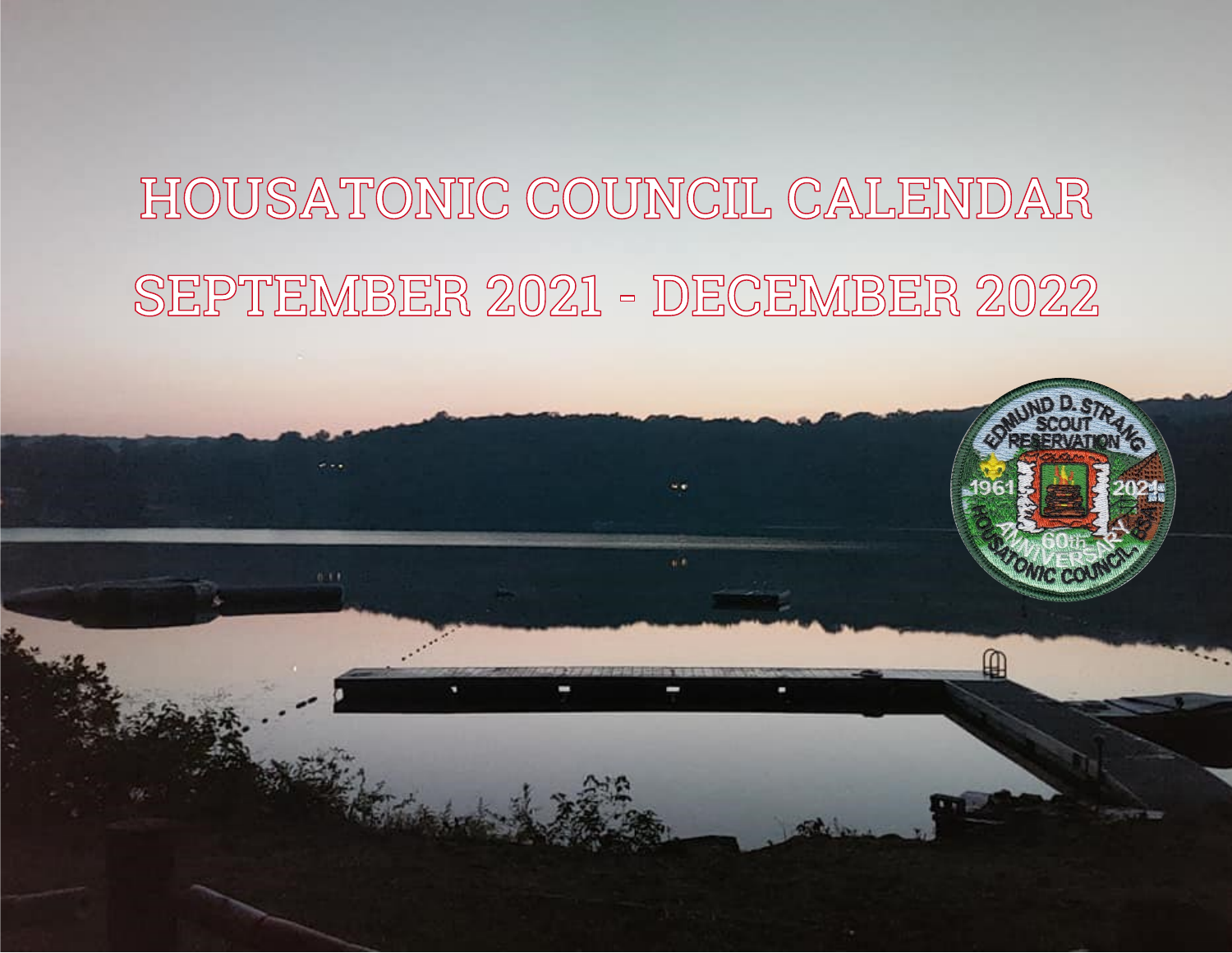# HOUSATONIC COUNCIL CALENDAR

# SEPTEMBER 2021 - DECEMBER 2022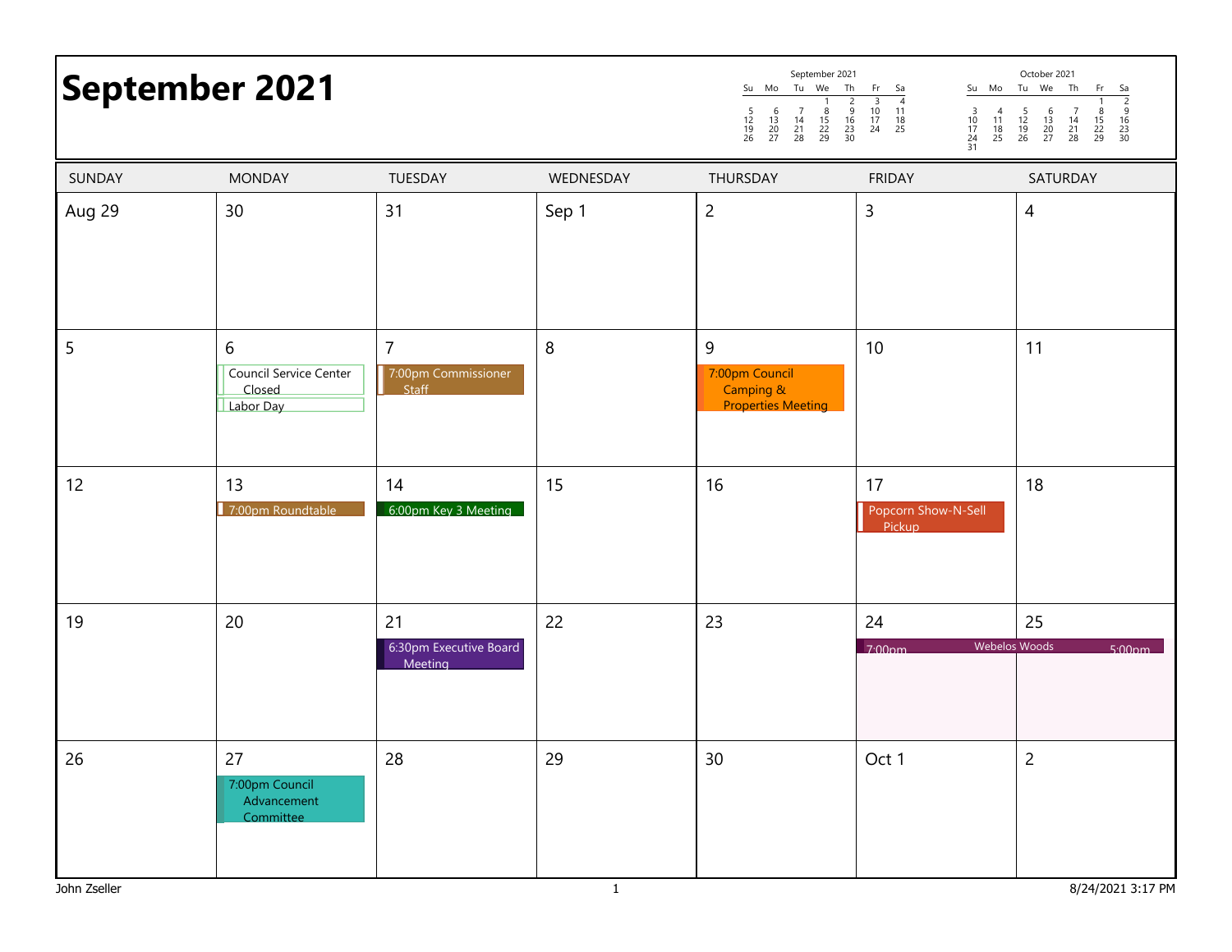# September 2021

**September 2021**

| Su | Mo | Tu | We | Th | Fr | Sa |
|---|---|---|---|---|---|---|
| | | | 1 | 2 | 3 | 4 |
| 5 | 6 | 7 | 8 | 9 | 10 | 11 |
| 12 | 13 | 14 | 15 | 16 | 17 | 18 |
| 19 | 20 | 21 | 22 | 23 | 24 | 25 |
| 26 | 27 | 28 | 29 | 30 | | |

**October 2021**

| Su | Mo | Tu | We | Th | Fr | Sa |
|---|---|---|---|---|---|---|
| | | | | | 1 | 2 |
| 3 | 4 | 5 | 6 | 7 | 8 | 9 |
| 10 | 11 | 12 | 13 | 14 | 15 | 16 |
| 17 | 18 | 19 | 20 | 21 | 22 | 23 |
| 24 | 25 | 26 | 27 | 28 | 29 | 30 |
| 31 | | | | | | |

| SUNDAY | MONDAY | TUESDAY | WEDNESDAY | THURSDAY | FRIDAY | SATURDAY |
|---|---|---|---|---|---|---|
| Aug 29 | 30 | 31 | Sep 1 | 2 | 3 | 4 |
| 5 | 6<br>Council Service Center Closed<br>Labor Day | 7<br>7:00pm Commissioner Staff | 8 | 9<br>7:00pm Council Camping & Properties Meeting | 10 | 11 |
| 12 | 13<br>7:00pm Roundtable | 14<br>6:00pm Key 3 Meeting | 15 | 16 | 17<br>Popcorn Show-N-Sell Pickup | 18 |
| 19 | 20 | 21<br>6:30pm Executive Board Meeting | 22 | 23 | 24<br>7:00pm Webelos Woods | 25<br>Webelos Woods 5:00pm |
| 26 | 27<br>7:00pm Council Advancement Committee | 28 | 29 | 30 | Oct 1 | 2 |

John Zseller

8/24/2021 3:17 PM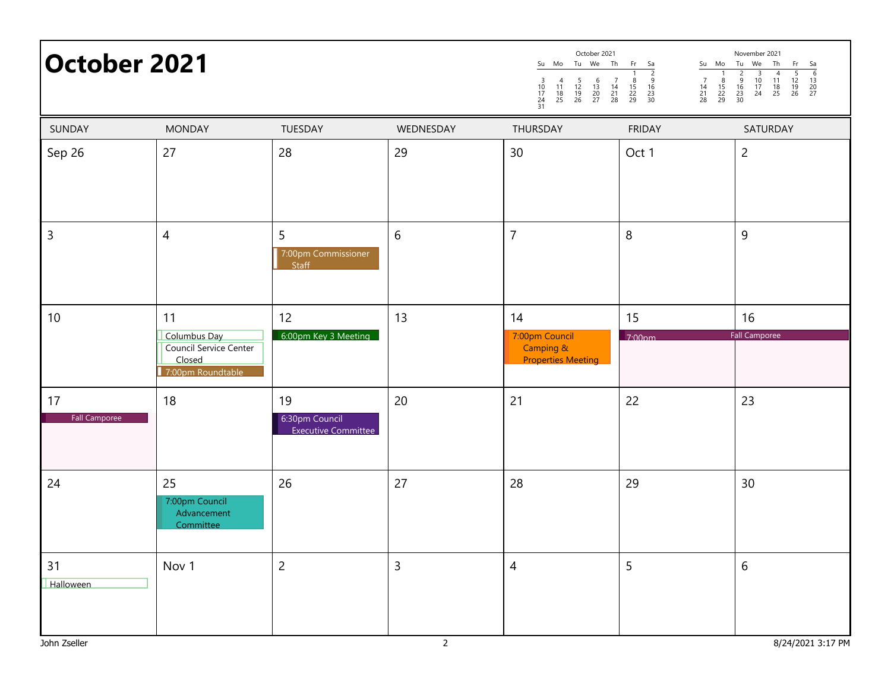# October 2021

| SUNDAY | MONDAY | TUESDAY | WEDNESDAY | THURSDAY | FRIDAY | SATURDAY |
|---|---|---|---|---|---|---|
| Sep 26 | 27 | 28 | 29 | 30 | Oct 1 | 2 |
| 3 | 4 | 5<br>7:00pm Commissioner Staff | 6 | 7 | 8 | 9 |
| 10 | 11<br>Columbus Day<br>Council Service Center Closed<br>7:00pm Roundtable | 12<br>6:00pm Key 3 Meeting | 13 | 14<br>7:00pm Council Camping & Properties Meeting | 15<br>7:00pm Fall Camporee | 16<br>Fall Camporee |
| 17<br>Fall Camporee | 18 | 19<br>6:30pm Council Executive Committee | 20 | 21 | 22 | 23 |
| 24 | 25<br>7:00pm Council Advancement Committee | 26 | 27 | 28 | 29 | 30 |
| 31<br>Halloween | Nov 1 | 2 | 3 | 4 | 5 | 6 |

John Zseller

8/24/2021 3:17 PM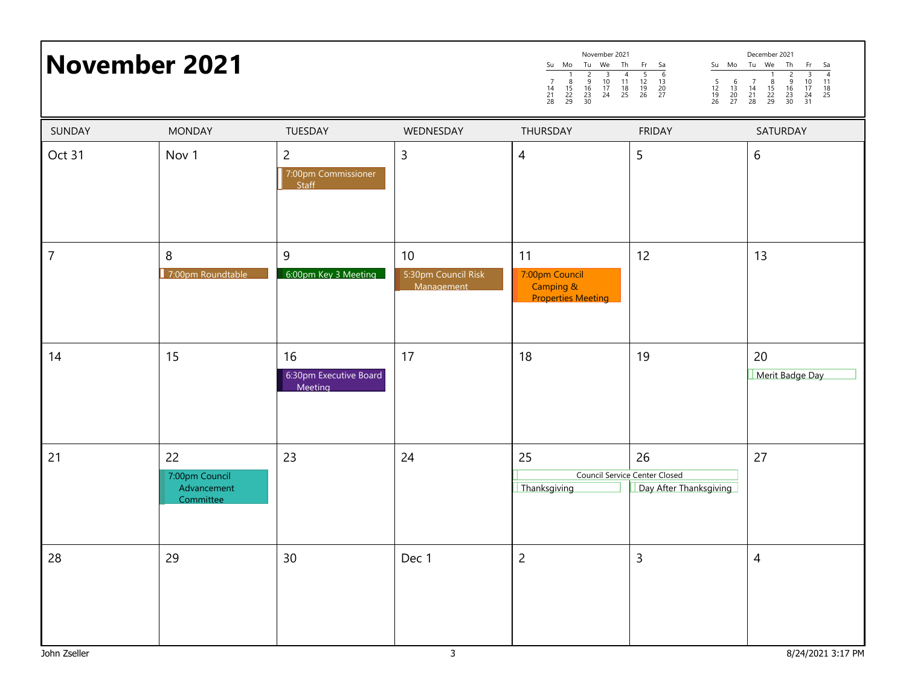# November 2021

| SUNDAY | MONDAY | TUESDAY | WEDNESDAY | THURSDAY | FRIDAY | SATURDAY |
|---|---|---|---|---|---|---|
| Oct 31 | Nov 1 | 2<br>7:00pm Commissioner Staff | 3 | 4 | 5 | 6 |
| 7 | 8<br>7:00pm Roundtable | 9<br>6:00pm Key 3 Meeting | 10<br>5:30pm Council Risk Management | 11<br>7:00pm Council Camping & Properties Meeting | 12 | 13 |
| 14 | 15 | 16<br>6:30pm Executive Board Meeting | 17 | 18 | 19 | 20<br>Merit Badge Day |
| 21 | 22<br>7:00pm Council Advancement Committee | 23 | 24 | 25<br>Council Service Center Closed<br>Thanksgiving | 26<br>Council Service Center Closed<br>Day After Thanksgiving | 27 |
| 28 | 29 | 30 | Dec 1 | 2 | 3 | 4 |

November 2021

| Su | Mo | Tu | We | Th | Fr | Sa |
|---|---|---|---|---|---|---|
| | 1 | 2 | 3 | 4 | 5 | 6 |
| 7 | 8 | 9 | 10 | 11 | 12 | 13 |
| 14 | 15 | 16 | 17 | 18 | 19 | 20 |
| 21 | 22 | 23 | 24 | 25 | 26 | 27 |
| 28 | 29 | 30 | | | | |

December 2021

| Su | Mo | Tu | We | Th | Fr | Sa |
|---|---|---|---|---|---|---|
| | | | 1 | 2 | 3 | 4 |
| 5 | 6 | 7 | 8 | 9 | 10 | 11 |
| 12 | 13 | 14 | 15 | 16 | 17 | 18 |
| 19 | 20 | 21 | 22 | 23 | 24 | 25 |
| 26 | 27 | 28 | 29 | 30 | 31 | |

John Zseller

8/24/2021 3:17 PM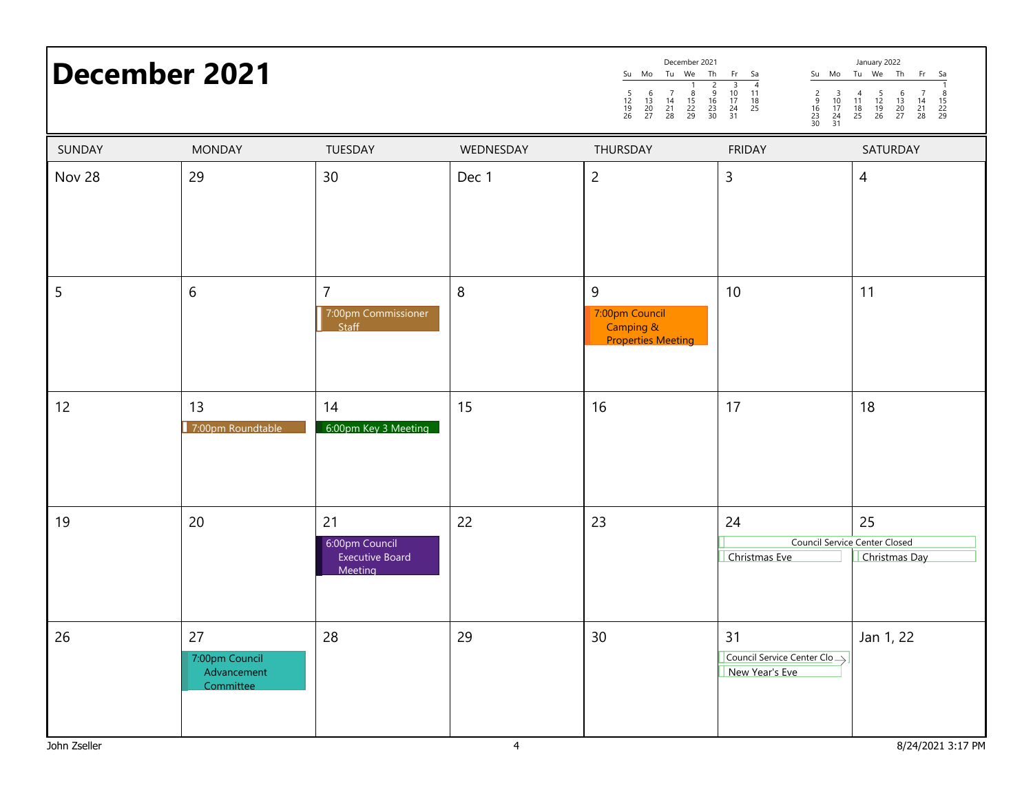# December 2021

**December 2021**

| Su | Mo | Tu | We | Th | Fr | Sa |
|---|---|---|---|---|---|---|
| | | | 1 | 2 | 3 | 4 |
| 5 | 6 | 7 | 8 | 9 | 10 | 11 |
| 12 | 13 | 14 | 15 | 16 | 17 | 18 |
| 19 | 20 | 21 | 22 | 23 | 24 | 25 |
| 26 | 27 | 28 | 29 | 30 | 31 | |

**January 2022**

| Su | Mo | Tu | We | Th | Fr | Sa |
|---|---|---|---|---|---|---|
| | | | | | | 1 |
| 2 | 3 | 4 | 5 | 6 | 7 | 8 |
| 9 | 10 | 11 | 12 | 13 | 14 | 15 |
| 16 | 17 | 18 | 19 | 20 | 21 | 22 |
| 23 | 24 | 25 | 26 | 27 | 28 | 29 |
| 30 | 31 | | | | | |

| SUNDAY | MONDAY | TUESDAY | WEDNESDAY | THURSDAY | FRIDAY | SATURDAY |
|---|---|---|---|---|---|---|
| Nov 28 | 29 | 30 | Dec 1 | 2 | 3 | 4 |
| 5 | 6 | 7<br>7:00pm Commissioner Staff | 8 | 9<br>7:00pm Council Camping & Properties Meeting | 10 | 11 |
| 12 | 13<br>7:00pm Roundtable | 14<br>6:00pm Key 3 Meeting | 15 | 16 | 17 | 18 |
| 19 | 20 | 21<br>6:00pm Council Executive Board Meeting | 22 | 23 | 24<br>Council Service Center Closed<br>Christmas Eve | 25<br>Council Service Center Closed<br>Christmas Day |
| 26 | 27<br>7:00pm Council Advancement Committee | 28 | 29 | 30 | 31<br>Council Service Center Clo<br>New Year's Eve | Jan 1, 22 |

John Zseller

8/24/2021 3:17 PM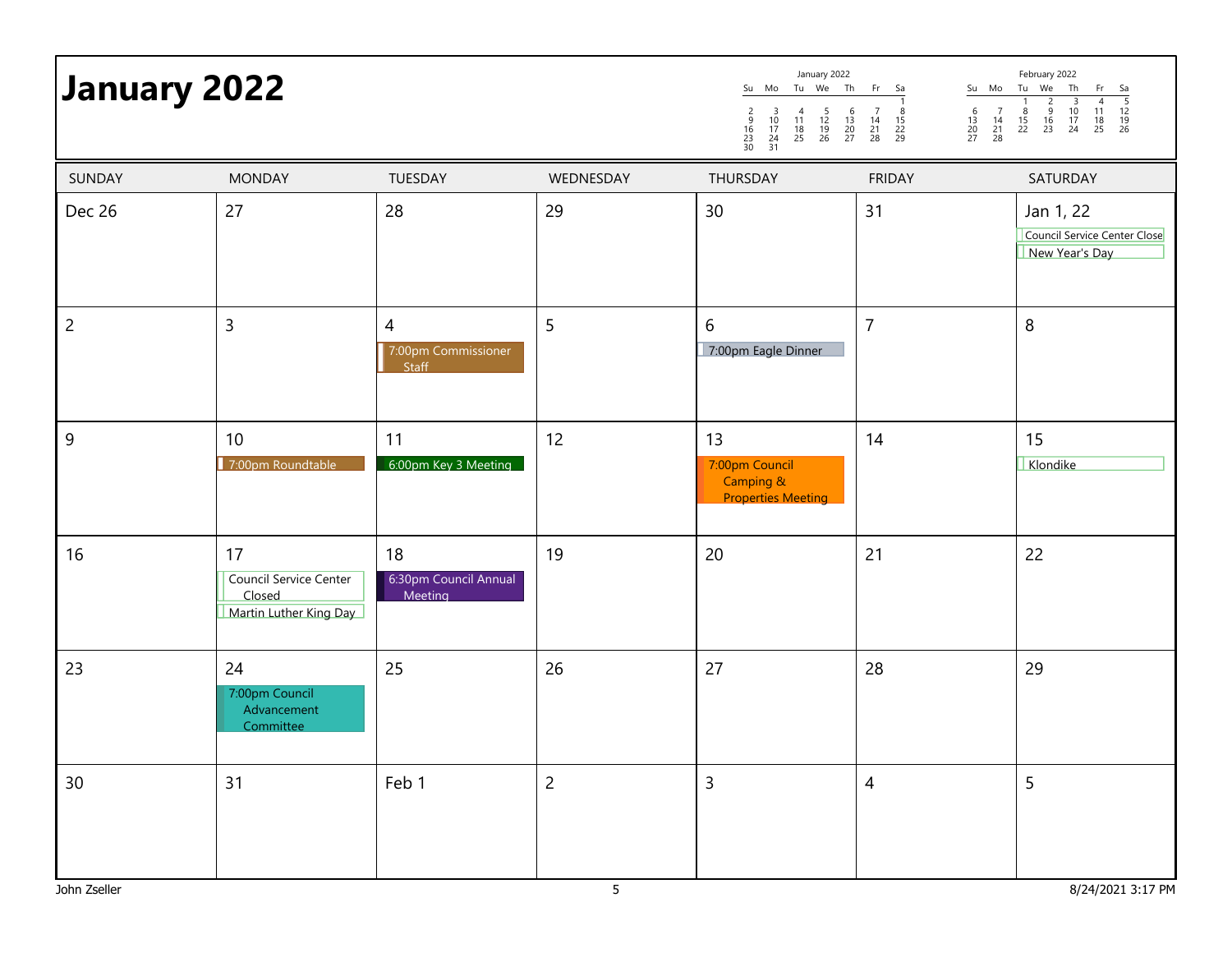# January 2022

| SUNDAY | MONDAY | TUESDAY | WEDNESDAY | THURSDAY | FRIDAY | SATURDAY |
|---|---|---|---|---|---|---|
| Dec 26 | 27 | 28 | 29 | 30 | 31 | Jan 1, 22<br>Council Service Center Close<br>New Year's Day |
| 2 | 3 | 4<br>7:00pm Commissioner Staff | 5 | 6<br>7:00pm Eagle Dinner | 7 | 8 |
| 9 | 10<br>7:00pm Roundtable | 11<br>6:00pm Key 3 Meeting | 12 | 13<br>7:00pm Council Camping & Properties Meeting | 14 | 15<br>Klondike |
| 16 | 17<br>Council Service Center Closed<br>Martin Luther King Day | 18<br>6:30pm Council Annual Meeting | 19 | 20 | 21 | 22 |
| 23 | 24<br>7:00pm Council Advancement Committee | 25 | 26 | 27 | 28 | 29 |
| 30 | 31 | Feb 1 | 2 | 3 | 4 | 5 |

John Zseller

8/24/2021 3:17 PM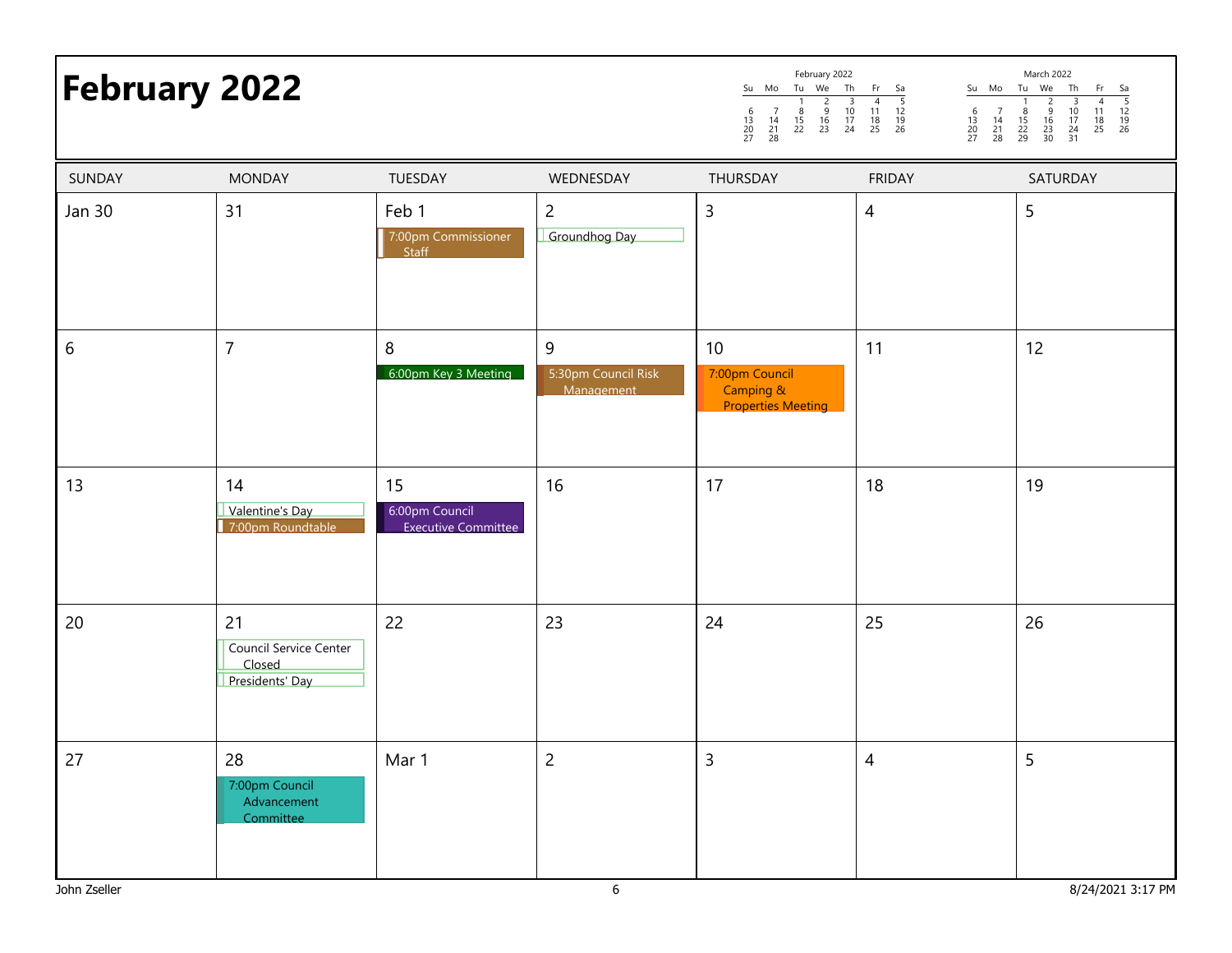# February 2022

| February 2022 | | | | | | |
|---|---|---|---|---|---|---|
| Su | Mo | Tu | We | Th | Fr | Sa |
| | | 1 | 2 | 3 | 4 | 5 |
| 6 | 7 | 8 | 9 | 10 | 11 | 12 |
| 13 | 14 | 15 | 16 | 17 | 18 | 19 |
| 20 | 21 | 22 | 23 | 24 | 25 | 26 |
| 27 | 28 | | | | | |

| March 2022 | | | | | | |
|---|---|---|---|---|---|---|
| Su | Mo | Tu | We | Th | Fr | Sa |
| | | 1 | 2 | 3 | 4 | 5 |
| 6 | 7 | 8 | 9 | 10 | 11 | 12 |
| 13 | 14 | 15 | 16 | 17 | 18 | 19 |
| 20 | 21 | 22 | 23 | 24 | 25 | 26 |
| 27 | 28 | 29 | 30 | 31 | | |

| SUNDAY | MONDAY | TUESDAY | WEDNESDAY | THURSDAY | FRIDAY | SATURDAY |
|---|---|---|---|---|---|---|
| Jan 30 | 31 | Feb 1<br>7:00pm Commissioner Staff | 2<br>Groundhog Day | 3 | 4 | 5 |
| 6 | 7 | 8<br>6:00pm Key 3 Meeting | 9<br>5:30pm Council Risk Management | 10<br>7:00pm Council Camping & Properties Meeting | 11 | 12 |
| 13 | 14<br>Valentine's Day<br>7:00pm Roundtable | 15<br>6:00pm Council Executive Committee | 16 | 17 | 18 | 19 |
| 20 | 21<br>Council Service Center Closed<br>Presidents' Day | 22 | 23 | 24 | 25 | 26 |
| 27 | 28<br>7:00pm Council Advancement Committee | Mar 1 | 2 | 3 | 4 | 5 |

John Zseller

8/24/2021 3:17 PM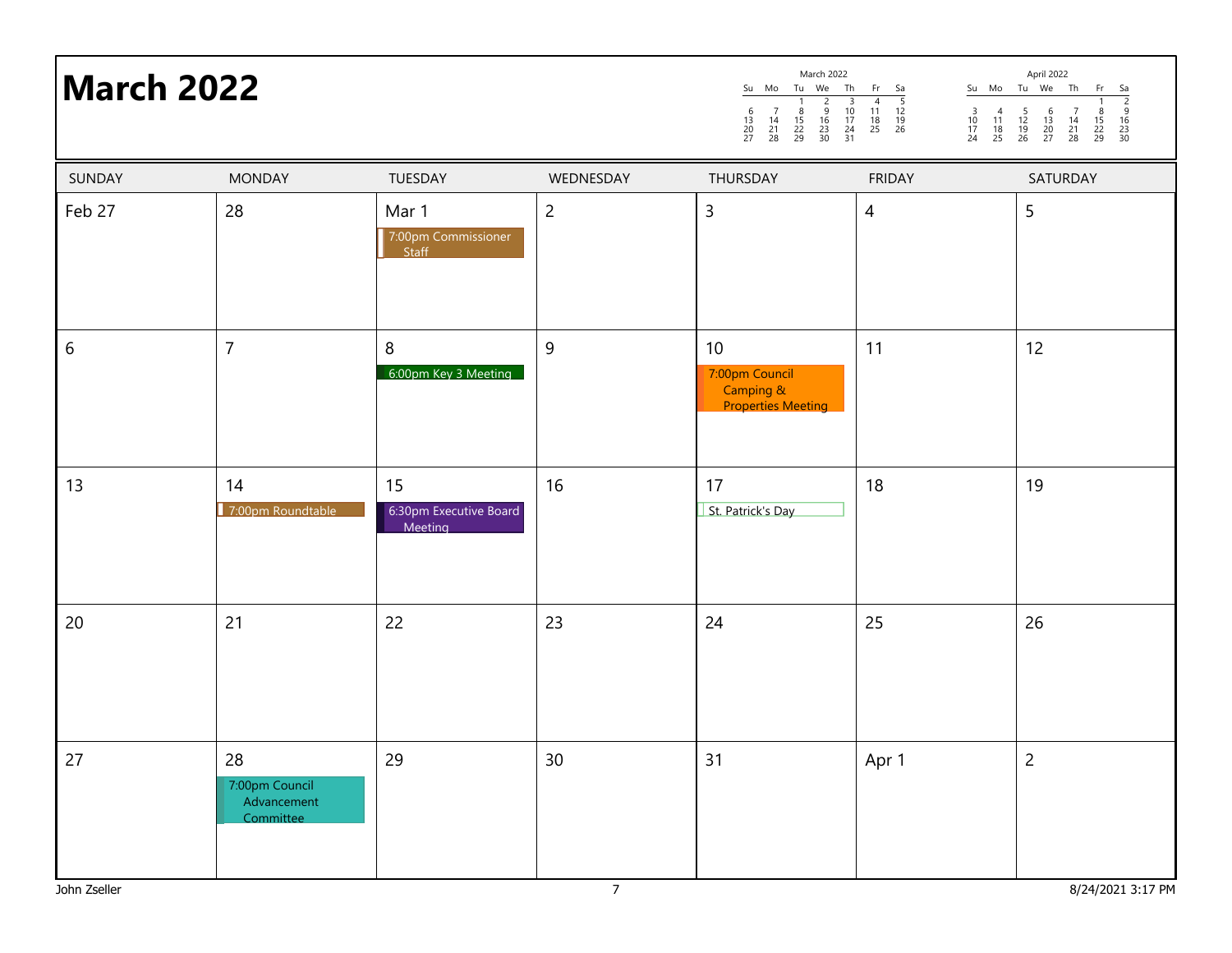# March 2022

| March 2022 | | | | | | |
|---|---|---|---|---|---|---|
| Su | Mo | Tu | We | Th | Fr | Sa |
| | | 1 | 2 | 3 | 4 | 5 |
| 6 | 7 | 8 | 9 | 10 | 11 | 12 |
| 13 | 14 | 15 | 16 | 17 | 18 | 19 |
| 20 | 21 | 22 | 23 | 24 | 25 | 26 |
| 27 | 28 | 29 | 30 | 31 | | |

| April 2022 | | | | | | |
|---|---|---|---|---|---|---|
| Su | Mo | Tu | We | Th | Fr | Sa |
| | | | | | 1 | 2 |
| 3 | 4 | 5 | 6 | 7 | 8 | 9 |
| 10 | 11 | 12 | 13 | 14 | 15 | 16 |
| 17 | 18 | 19 | 20 | 21 | 22 | 23 |
| 24 | 25 | 26 | 27 | 28 | 29 | 30 |

| SUNDAY | MONDAY | TUESDAY | WEDNESDAY | THURSDAY | FRIDAY | SATURDAY |
|---|---|---|---|---|---|---|
| Feb 27 | 28 | Mar 1<br>7:00pm Commissioner Staff | 2 | 3 | 4 | 5 |
| 6 | 7 | 8<br>6:00pm Key 3 Meeting | 9 | 10<br>7:00pm Council Camping & Properties Meeting | 11 | 12 |
| 13 | 14<br>7:00pm Roundtable | 15<br>6:30pm Executive Board Meeting | 16 | 17<br>St. Patrick's Day | 18 | 19 |
| 20 | 21 | 22 | 23 | 24 | 25 | 26 |
| 27 | 28<br>7:00pm Council Advancement Committee | 29 | 30 | 31 | Apr 1 | 2 |

John Zseller

8/24/2021 3:17 PM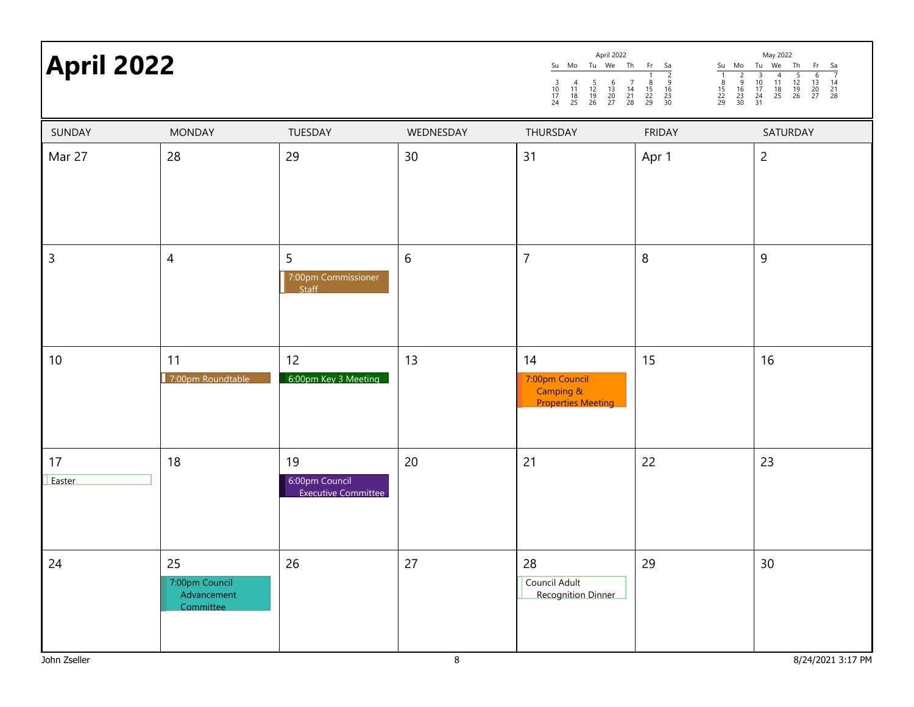# April 2022

| April 2022 | | | | | | |
|---|---|---|---|---|---|---|
| Su | Mo | Tu | We | Th | Fr | Sa |
| | | | | | 1 | 2 |
| 3 | 4 | 5 | 6 | 7 | 8 | 9 |
| 10 | 11 | 12 | 13 | 14 | 15 | 16 |
| 17 | 18 | 19 | 20 | 21 | 22 | 23 |
| 24 | 25 | 26 | 27 | 28 | 29 | 30 |

| May 2022 | | | | | | |
|---|---|---|---|---|---|---|
| Su | Mo | Tu | We | Th | Fr | Sa |
| 1 | 2 | 3 | 4 | 5 | 6 | 7 |
| 8 | 9 | 10 | 11 | 12 | 13 | 14 |
| 15 | 16 | 17 | 18 | 19 | 20 | 21 |
| 22 | 23 | 24 | 25 | 26 | 27 | 28 |
| 29 | 30 | 31 | | | | |

| SUNDAY | MONDAY | TUESDAY | WEDNESDAY | THURSDAY | FRIDAY | SATURDAY |
|---|---|---|---|---|---|---|
| Mar 27 | 28 | 29 | 30 | 31 | Apr 1 | 2 |
| 3 | 4 | 5<br>7:00pm Commissioner Staff | 6 | 7 | 8 | 9 |
| 10 | 11<br>7:00pm Roundtable | 12<br>6:00pm Key 3 Meeting | 13 | 14<br>7:00pm Council Camping & Properties Meeting | 15 | 16 |
| 17<br>Easter | 18 | 19<br>6:00pm Council Executive Committee | 20 | 21 | 22 | 23 |
| 24 | 25<br>7:00pm Council Advancement Committee | 26 | 27 | 28<br>Council Adult Recognition Dinner | 29 | 30 |

John Zseller

8/24/2021 3:17 PM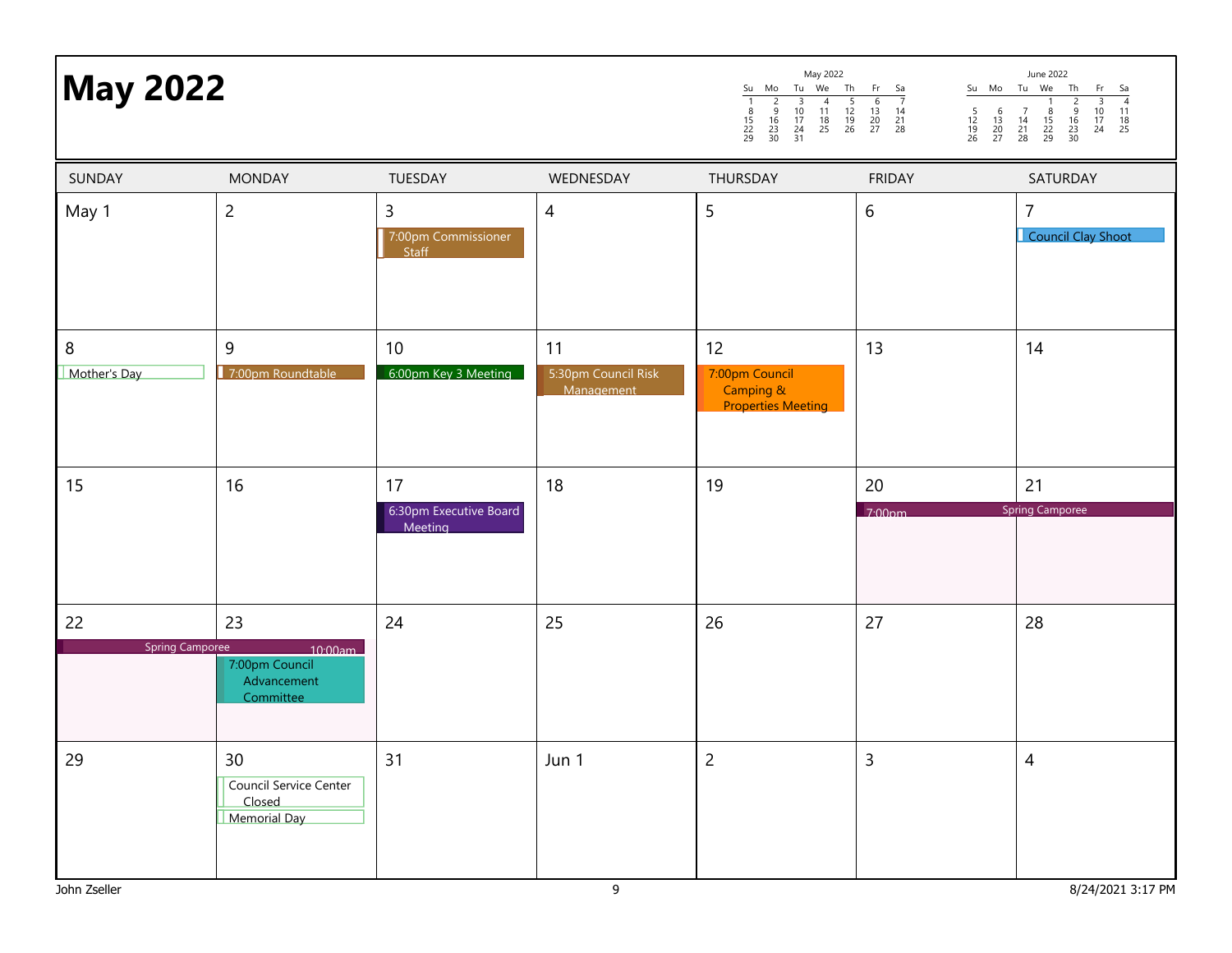# May 2022

| SUNDAY | MONDAY | TUESDAY | WEDNESDAY | THURSDAY | FRIDAY | SATURDAY |
|---|---|---|---|---|---|---|
| May 1 | 2 | 3<br>7:00pm Commissioner Staff | 4 | 5 | 6 | 7<br>Council Clay Shoot |
| 8<br>Mother's Day | 9<br>7:00pm Roundtable | 10<br>6:00pm Key 3 Meeting | 11<br>5:30pm Council Risk Management | 12<br>7:00pm Council Camping & Properties Meeting | 13 | 14 |
| 15 | 16 | 17<br>6:30pm Executive Board Meeting | 18 | 19 | 20<br>7:00pm Spring Camporee | 21<br>Spring Camporee |
| 22<br>Spring Camporee | 23<br>Spring Camporee 10:00am<br>7:00pm Council Advancement Committee | 24 | 25 | 26 | 27 | 28 |
| 29 | 30<br>Council Service Center Closed<br>Memorial Day | 31 | Jun 1 | 2 | 3 | 4 |

John Zseller

8/24/2021 3:17 PM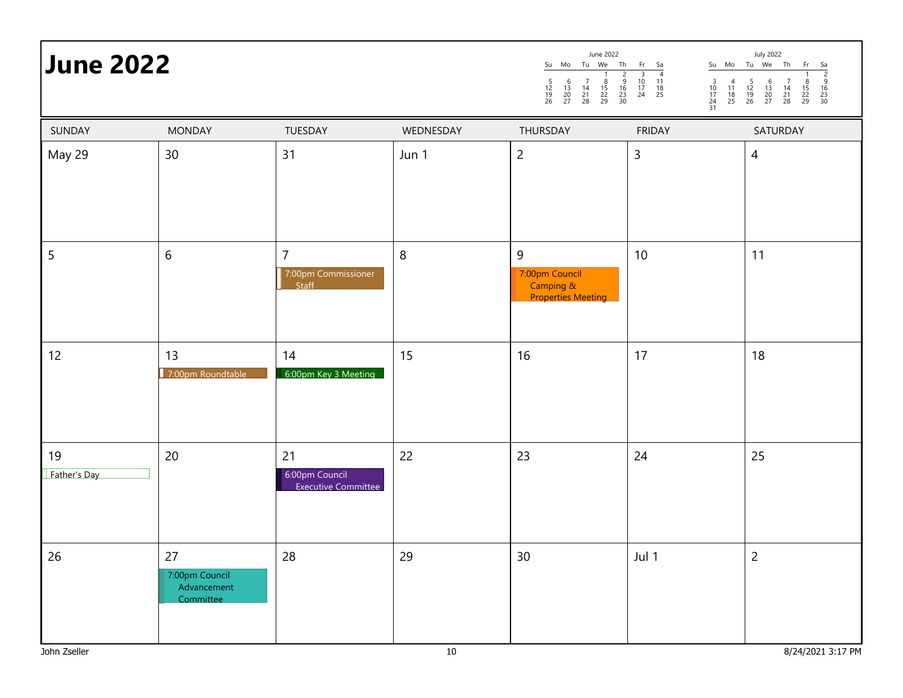# June 2022

**June 2022**

| Su | Mo | Tu | We | Th | Fr | Sa |
|---|---|---|---|---|---|---|
| | | | 1 | 2 | 3 | 4 |
| 5 | 6 | 7 | 8 | 9 | 10 | 11 |
| 12 | 13 | 14 | 15 | 16 | 17 | 18 |
| 19 | 20 | 21 | 22 | 23 | 24 | 25 |
| 26 | 27 | 28 | 29 | 30 | | |

**July 2022**

| Su | Mo | Tu | We | Th | Fr | Sa |
|---|---|---|---|---|---|---|
| | | | | | 1 | 2 |
| 3 | 4 | 5 | 6 | 7 | 8 | 9 |
| 10 | 11 | 12 | 13 | 14 | 15 | 16 |
| 17 | 18 | 19 | 20 | 21 | 22 | 23 |
| 24 | 25 | 26 | 27 | 28 | 29 | 30 |
| 31 | | | | | | |

| SUNDAY | MONDAY | TUESDAY | WEDNESDAY | THURSDAY | FRIDAY | SATURDAY |
|---|---|---|---|---|---|---|
| May 29 | 30 | 31 | Jun 1 | 2 | 3 | 4 |
| 5 | 6 | 7<br>7:00pm Commissioner Staff | 8 | 9<br>7:00pm Council Camping & Properties Meeting | 10 | 11 |
| 12 | 13<br>7:00pm Roundtable | 14<br>6:00pm Key 3 Meeting | 15 | 16 | 17 | 18 |
| 19<br>Father's Day | 20 | 21<br>6:00pm Council Executive Committee | 22 | 23 | 24 | 25 |
| 26 | 27<br>7:00pm Council Advancement Committee | 28 | 29 | 30 | Jul 1 | 2 |

John Zseller

8/24/2021 3:17 PM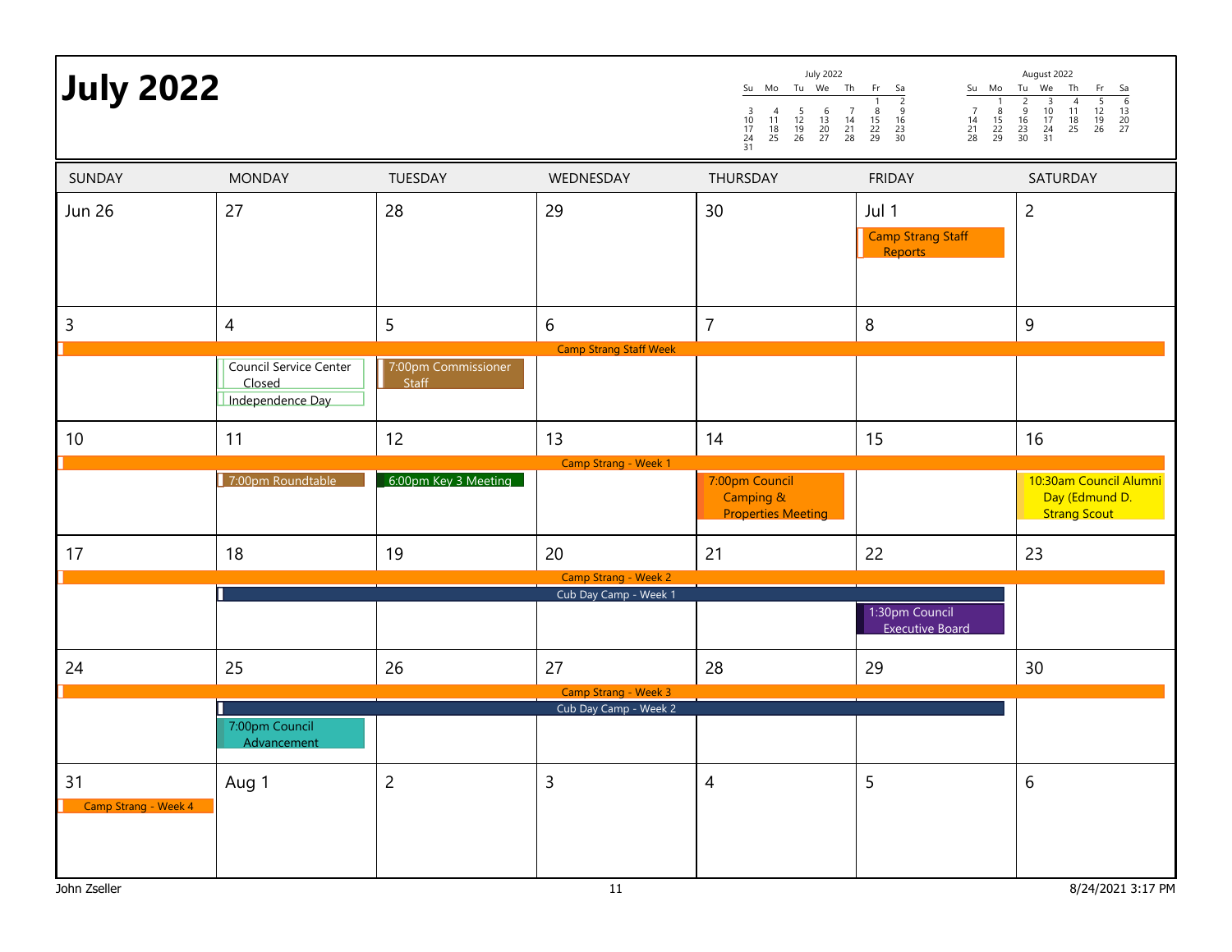# July 2022

| July 2022 | | | | | | |
|---|---|---|---|---|---|---|
| Su | Mo | Tu | We | Th | Fr | Sa |
| | | | | | 1 | 2 |
| 3 | 4 | 5 | 6 | 7 | 8 | 9 |
| 10 | 11 | 12 | 13 | 14 | 15 | 16 |
| 17 | 18 | 19 | 20 | 21 | 22 | 23 |
| 24 | 25 | 26 | 27 | 28 | 29 | 30 |
| 31 | | | | | | |

| August 2022 | | | | | | |
|---|---|---|---|---|---|---|
| Su | Mo | Tu | We | Th | Fr | Sa |
| | 1 | 2 | 3 | 4 | 5 | 6 |
| 7 | 8 | 9 | 10 | 11 | 12 | 13 |
| 14 | 15 | 16 | 17 | 18 | 19 | 20 |
| 21 | 22 | 23 | 24 | 25 | 26 | 27 |
| 28 | 29 | 30 | 31 | | | |

| SUNDAY | MONDAY | TUESDAY | WEDNESDAY | THURSDAY | FRIDAY | SATURDAY |
|---|---|---|---|---|---|---|
| Jun 26 | 27 | 28 | 29 | 30 | Jul 1<br>Camp Strang Staff Reports | 2 |
| 3<br>Camp Strang Staff Week (3–9) | 4<br>Council Service Center Closed<br>Independence Day | 5<br>7:00pm Commissioner Staff | 6 | 7 | 8 | 9 |
| 10<br>Camp Strang - Week 1 (10–16) | 11<br>7:00pm Roundtable | 12<br>6:00pm Key 3 Meeting | 13 | 14<br>7:00pm Council Camping & Properties Meeting | 15 | 16<br>10:30am Council Alumni Day (Edmund D. Strang Scout |
| 17<br>Camp Strang - Week 2 (17–23) | 18<br>Cub Day Camp - Week 1 (18–22) | 19 | 20 | 21 | 22<br>1:30pm Council Executive Board | 23 |
| 24<br>Camp Strang - Week 3 (24–30) | 25<br>Cub Day Camp - Week 2 (25–29)<br>7:00pm Council Advancement | 26 | 27 | 28 | 29 | 30 |
| 31<br>Camp Strang - Week 4 | Aug 1 | 2 | 3 | 4 | 5 | 6 |

John Zseller　　8/24/2021 3:17 PM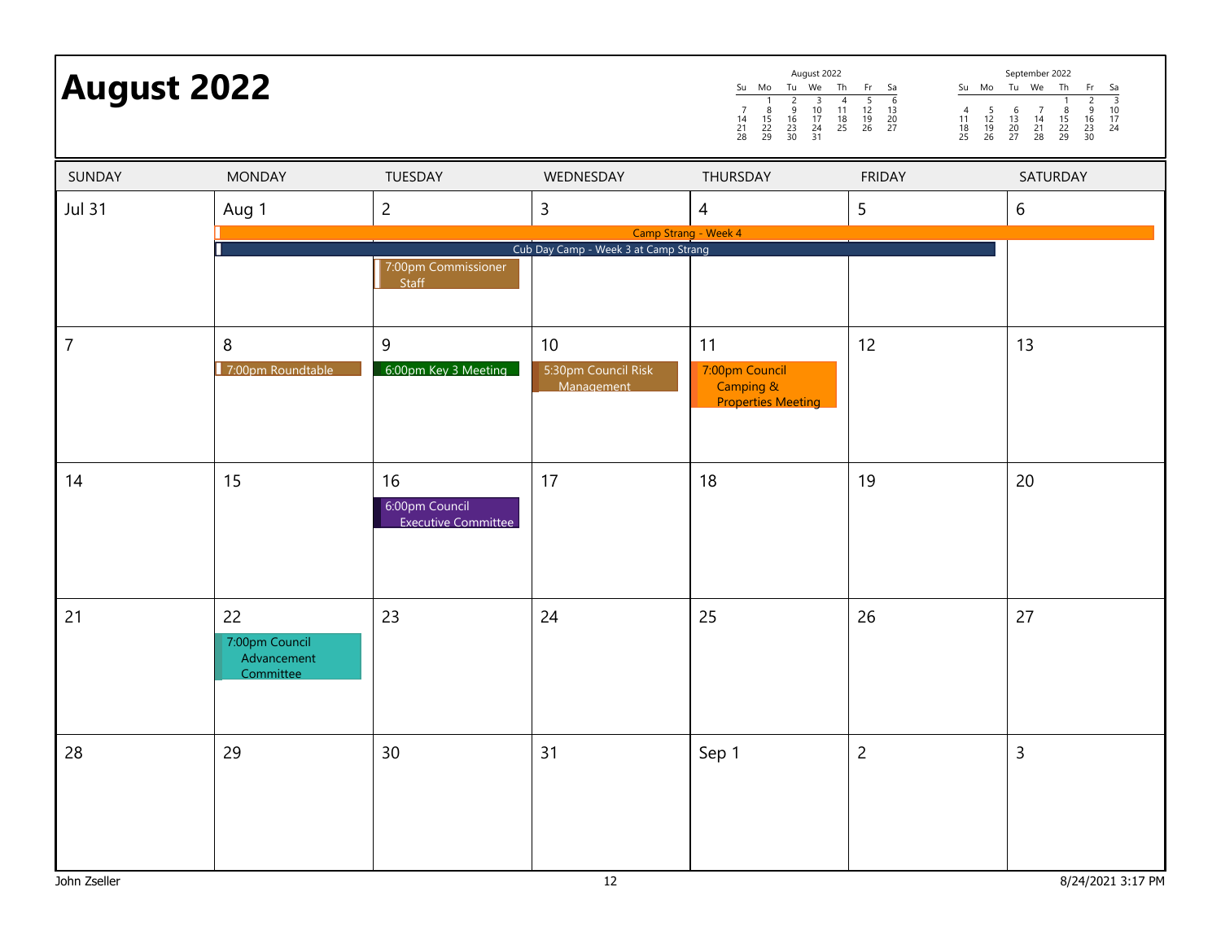# August 2022

**August 2022**

| Su | Mo | Tu | We | Th | Fr | Sa |
|---|---|---|---|---|---|---|
| | 1 | 2 | 3 | 4 | 5 | 6 |
| 7 | 8 | 9 | 10 | 11 | 12 | 13 |
| 14 | 15 | 16 | 17 | 18 | 19 | 20 |
| 21 | 22 | 23 | 24 | 25 | 26 | 27 |
| 28 | 29 | 30 | 31 | | | |

**September 2022**

| Su | Mo | Tu | We | Th | Fr | Sa |
|---|---|---|---|---|---|---|
| | | | | 1 | 2 | 3 |
| 4 | 5 | 6 | 7 | 8 | 9 | 10 |
| 11 | 12 | 13 | 14 | 15 | 16 | 17 |
| 18 | 19 | 20 | 21 | 22 | 23 | 24 |
| 25 | 26 | 27 | 28 | 29 | 30 | |

| SUNDAY | MONDAY | TUESDAY | WEDNESDAY | THURSDAY | FRIDAY | SATURDAY |
|---|---|---|---|---|---|---|
| Jul 31 | Aug 1<br>Camp Strang - Week 4 (Aug 1 – Aug 6)<br>Cub Day Camp - Week 3 at Camp Strang (Aug 1 – Aug 5) | 2<br>7:00pm Commissioner Staff | 3 | 4 | 5 | 6 |
| 7 | 8<br>7:00pm Roundtable | 9<br>6:00pm Key 3 Meeting | 10<br>5:30pm Council Risk Management | 11<br>7:00pm Council Camping & Properties Meeting | 12 | 13 |
| 14 | 15 | 16<br>6:00pm Council Executive Committee | 17 | 18 | 19 | 20 |
| 21 | 22<br>7:00pm Council Advancement Committee | 23 | 24 | 25 | 26 | 27 |
| 28 | 29 | 30 | 31 | Sep 1 | 2 | 3 |

John Zseller

8/24/2021 3:17 PM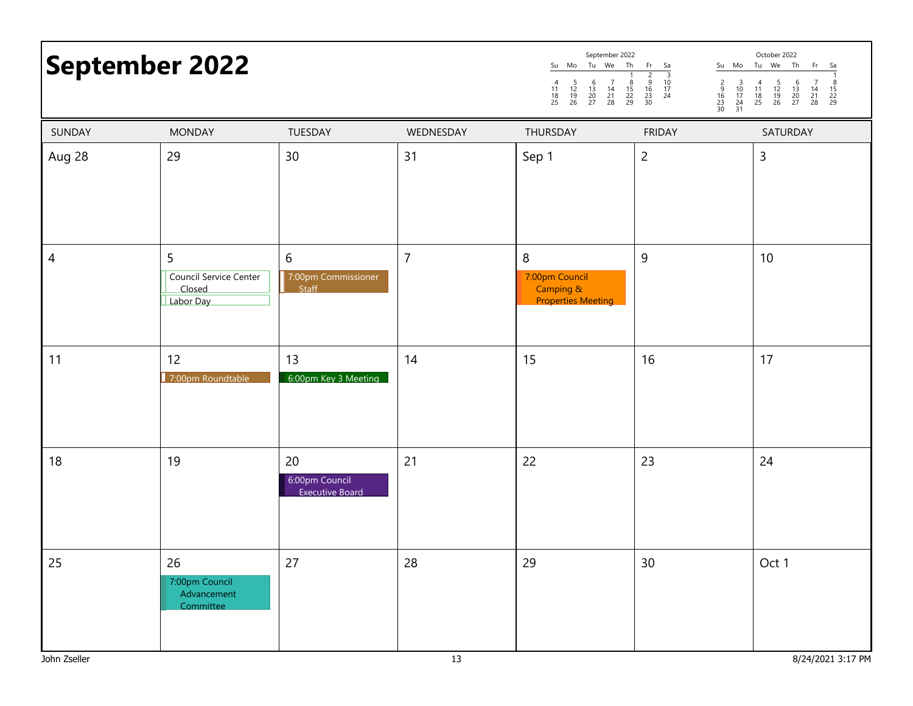# September 2022

| SUNDAY | MONDAY | TUESDAY | WEDNESDAY | THURSDAY | FRIDAY | SATURDAY |
|---|---|---|---|---|---|---|
| Aug 28 | 29 | 30 | 31 | Sep 1 | 2 | 3 |
| 4 | 5<br>Council Service Center Closed<br>Labor Day | 6<br>7:00pm Commissioner Staff | 7 | 8<br>7:00pm Council Camping & Properties Meeting | 9 | 10 |
| 11 | 12<br>7:00pm Roundtable | 13<br>6:00pm Key 3 Meeting | 14 | 15 | 16 | 17 |
| 18 | 19 | 20<br>6:00pm Council Executive Board | 21 | 22 | 23 | 24 |
| 25 | 26<br>7:00pm Council Advancement Committee | 27 | 28 | 29 | 30 | Oct 1 |

John Zseller

8/24/2021 3:17 PM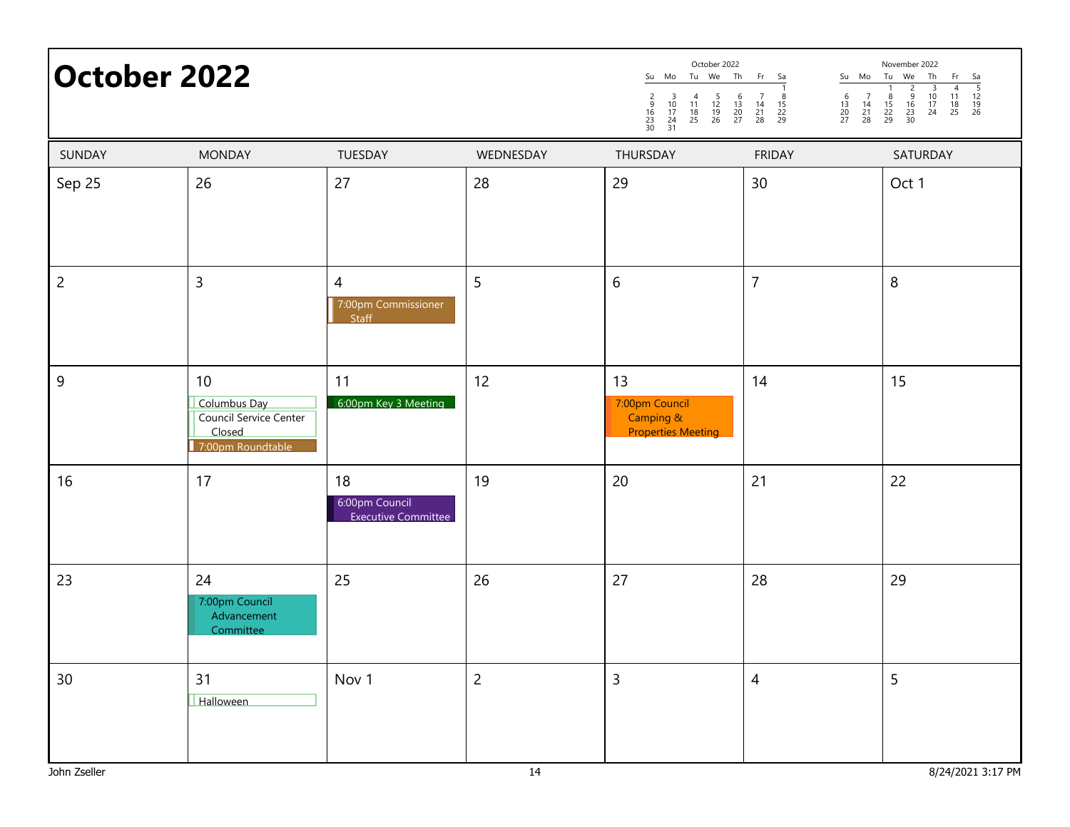# October 2022

| October 2022 | | | | | | |
|---|---|---|---|---|---|---|
| Su | Mo | Tu | We | Th | Fr | Sa |
| | | | | | | 1 |
| 2 | 3 | 4 | 5 | 6 | 7 | 8 |
| 9 | 10 | 11 | 12 | 13 | 14 | 15 |
| 16 | 17 | 18 | 19 | 20 | 21 | 22 |
| 23 | 24 | 25 | 26 | 27 | 28 | 29 |
| 30 | 31 | | | | | |

| November 2022 | | | | | | |
|---|---|---|---|---|---|---|
| Su | Mo | Tu | We | Th | Fr | Sa |
| | | 1 | 2 | 3 | 4 | 5 |
| 6 | 7 | 8 | 9 | 10 | 11 | 12 |
| 13 | 14 | 15 | 16 | 17 | 18 | 19 |
| 20 | 21 | 22 | 23 | 24 | 25 | 26 |
| 27 | 28 | 29 | 30 | | | |

| SUNDAY | MONDAY | TUESDAY | WEDNESDAY | THURSDAY | FRIDAY | SATURDAY |
|---|---|---|---|---|---|---|
| Sep 25 | 26 | 27 | 28 | 29 | 30 | Oct 1 |
| 2 | 3 | 4<br>7:00pm Commissioner Staff | 5 | 6 | 7 | 8 |
| 9 | 10<br>Columbus Day<br>Council Service Center Closed<br>7:00pm Roundtable | 11<br>6:00pm Key 3 Meeting | 12 | 13<br>7:00pm Council Camping & Properties Meeting | 14 | 15 |
| 16 | 17 | 18<br>6:00pm Council Executive Committee | 19 | 20 | 21 | 22 |
| 23 | 24<br>7:00pm Council Advancement Committee | 25 | 26 | 27 | 28 | 29 |
| 30 | 31<br>Halloween | Nov 1 | 2 | 3 | 4 | 5 |

John Zseller

8/24/2021 3:17 PM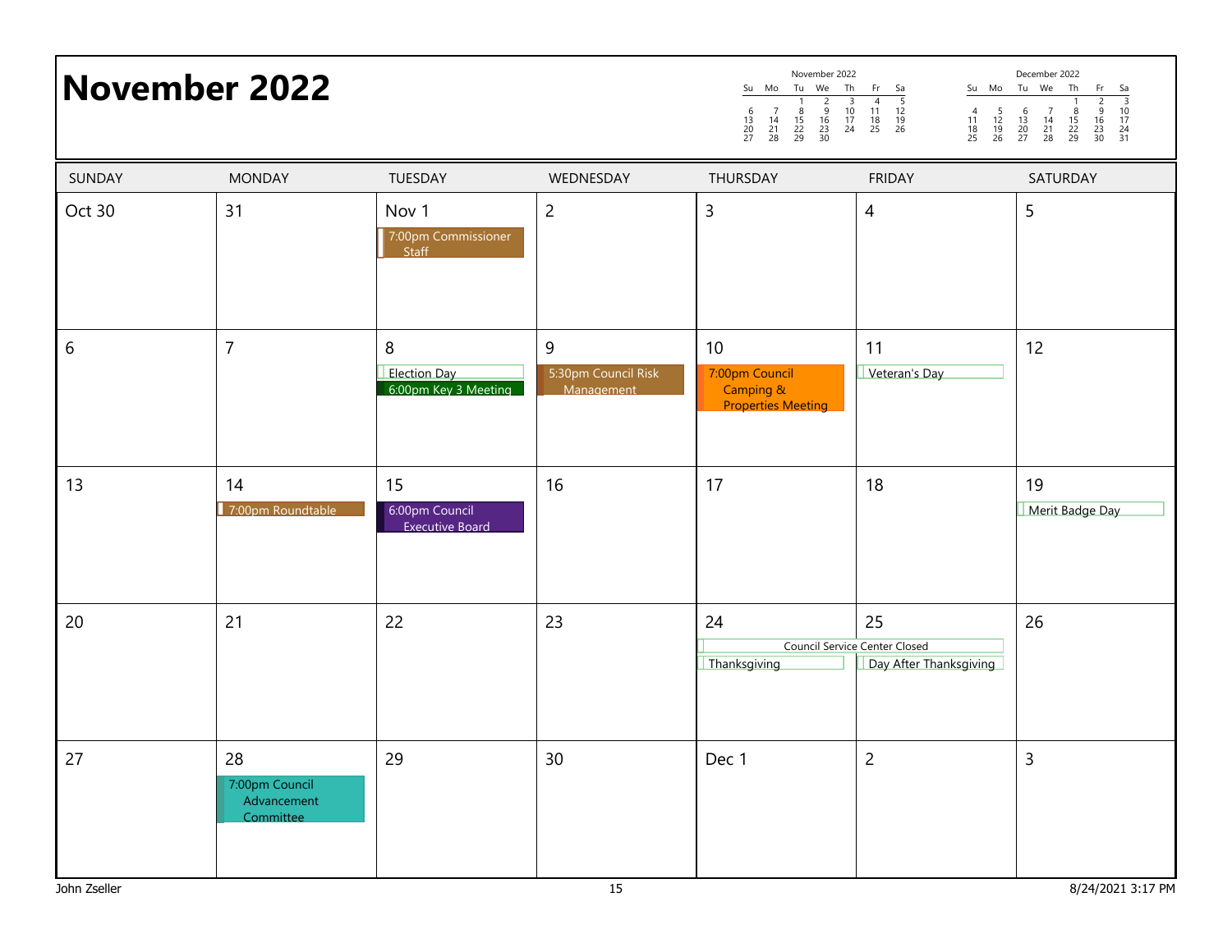# November 2022

| SUNDAY | MONDAY | TUESDAY | WEDNESDAY | THURSDAY | FRIDAY | SATURDAY |
|---|---|---|---|---|---|---|
| Oct 30 | 31 | Nov 1<br>7:00pm Commissioner Staff | 2 | 3 | 4 | 5 |
| 6 | 7 | 8<br>Election Day<br>6:00pm Key 3 Meeting | 9<br>5:30pm Council Risk Management | 10<br>7:00pm Council Camping & Properties Meeting | 11<br>Veteran's Day | 12 |
| 13 | 14<br>7:00pm Roundtable | 15<br>6:00pm Council Executive Board | 16 | 17 | 18 | 19<br>Merit Badge Day |
| 20 | 21 | 22 | 23 | 24<br>Council Service Center Closed<br>Thanksgiving | 25<br>Council Service Center Closed<br>Day After Thanksgiving | 26 |
| 27 | 28<br>7:00pm Council Advancement Committee | 29 | 30 | Dec 1 | 2 | 3 |

John Zseller

8/24/2021 3:17 PM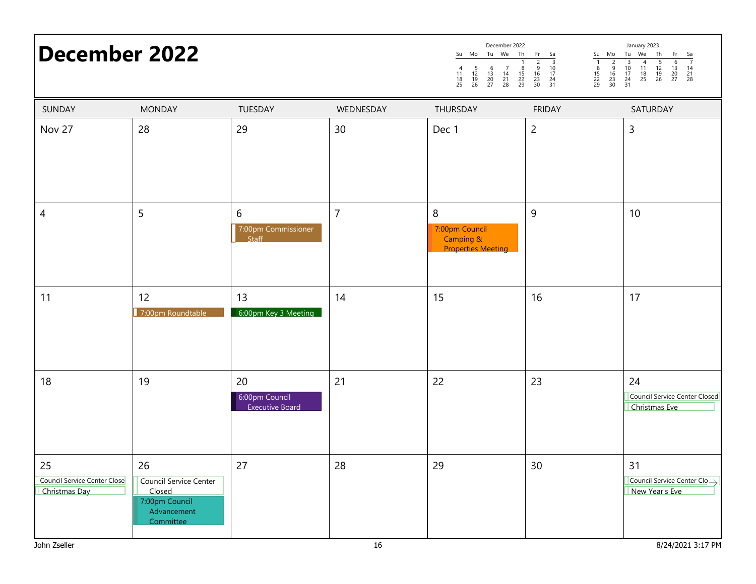# December 2022

| SUNDAY | MONDAY | TUESDAY | WEDNESDAY | THURSDAY | FRIDAY | SATURDAY |
|---|---|---|---|---|---|---|
| Nov 27 | 28 | 29 | 30 | Dec 1 | 2 | 3 |
| 4 | 5 | 6<br>7:00pm Commissioner Staff | 7 | 8<br>7:00pm Council Camping & Properties Meeting | 9 | 10 |
| 11 | 12<br>7:00pm Roundtable | 13<br>6:00pm Key 3 Meeting | 14 | 15 | 16 | 17 |
| 18 | 19 | 20<br>6:00pm Council Executive Board | 21 | 22 | 23 | 24<br>Council Service Center Closed<br>Christmas Eve |
| 25<br>Council Service Center Close<br>Christmas Day | 26<br>Council Service Center Closed<br>7:00pm Council Advancement Committee | 27 | 28 | 29 | 30 | 31<br>Council Service Center Clo<br>New Year's Eve |

John Zseller

8/24/2021 3:17 PM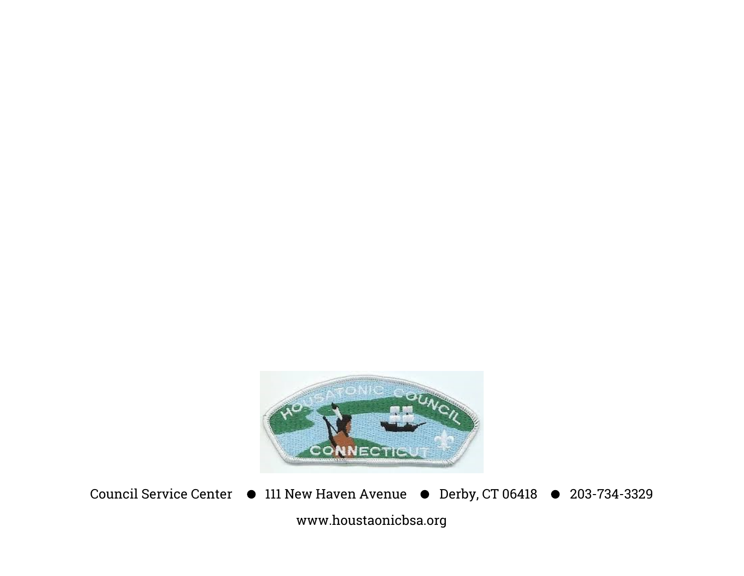Council Service Center ● 111 New Haven Avenue ● Derby, CT 06418 ● 203-734-3329

www.houstaonicbsa.org